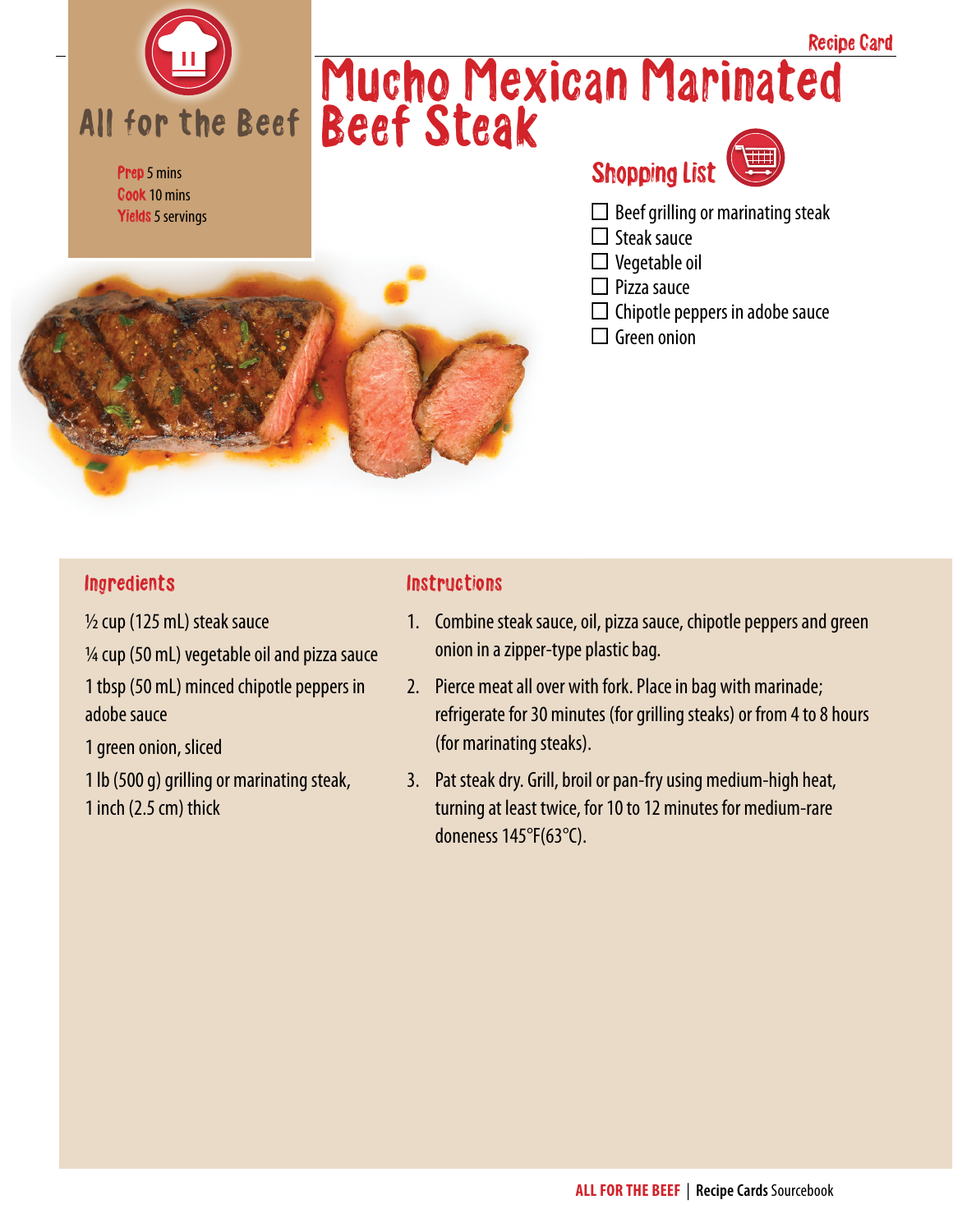Recipe Card

# Mucho Mexican Marinated Beef Steak

All for the Beef

**Prep** 5 mins
**Cook** 10 mins
**Yields** 5 servings

## Shopping List

- ☐ Beef grilling or marinating steak
- ☐ Steak sauce
- ☐ Vegetable oil
- ☐ Pizza sauce
- ☐ Chipotle peppers in adobe sauce
- ☐ Green onion

## Ingredients

½ cup (125 mL) steak sauce

¼ cup (50 mL) vegetable oil and pizza sauce

1 tbsp (50 mL) minced chipotle peppers in adobe sauce

1 green onion, sliced

1 lb (500 g) grilling or marinating steak, 1 inch (2.5 cm) thick

## Instructions

1. Combine steak sauce, oil, pizza sauce, chipotle peppers and green onion in a zipper-type plastic bag.
2. Pierce meat all over with fork. Place in bag with marinade; refrigerate for 30 minutes (for grilling steaks) or from 4 to 8 hours (for marinating steaks).
3. Pat steak dry. Grill, broil or pan-fry using medium-high heat, turning at least twice, for 10 to 12 minutes for medium-rare doneness 145°F(63°C).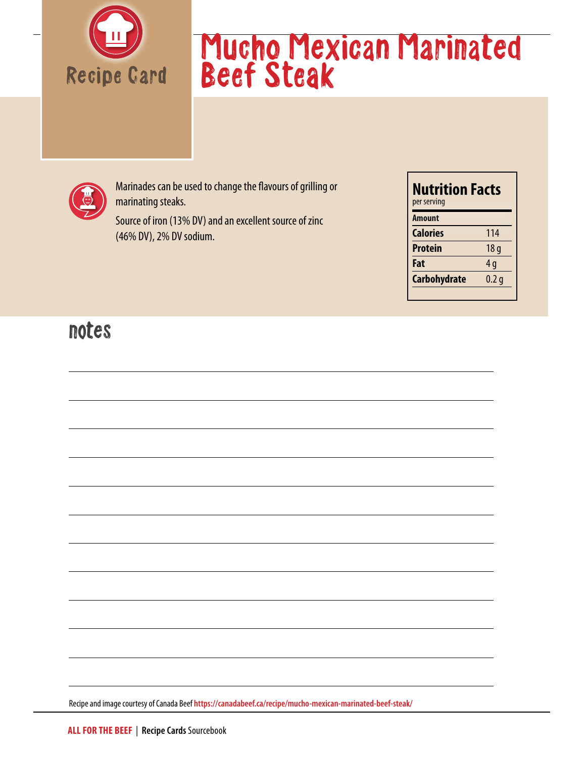Recipe Card

# Mucho Mexican Marinated Beef Steak

Marinades can be used to change the flavours of grilling or marinating steaks.

Source of iron (13% DV) and an excellent source of zinc (46% DV), 2% DV sodium.

**Nutrition Facts**
per serving

| Amount | |
|---|---|
| **Calories** | 114 |
| **Protein** | 18 g |
| **Fat** | 4 g |
| **Carbohydrate** | 0.2 g |

## notes

Recipe and image courtesy of Canada Beef https://canadabeef.ca/recipe/mucho-mexican-marinated-beef-steak/

**ALL FOR THE BEEF** | **Recipe Cards** Sourcebook